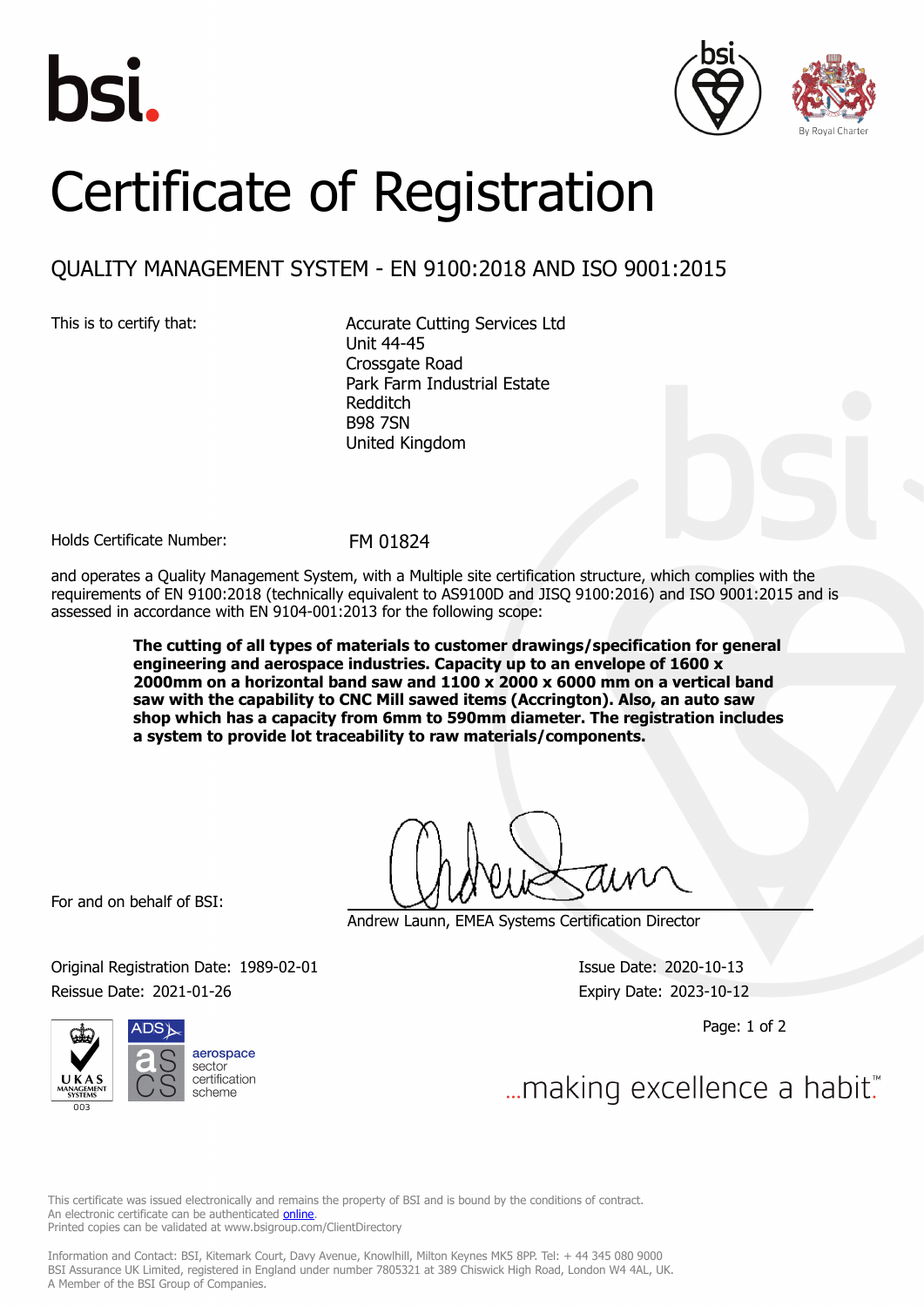bsi.

# Certificate of Registration

## QUALITY MANAGEMENT SYSTEM - EN 9100:2018 AND ISO 9001:2015

This is to certify that:

Accurate Cutting Services Ltd
Unit 44-45
Crossgate Road
Park Farm Industrial Estate
Redditch
B98 7SN
United Kingdom

Holds Certificate Number: FM 01824

and operates a Quality Management System, with a Multiple site certification structure, which complies with the requirements of EN 9100:2018 (technically equivalent to AS9100D and JISQ 9100:2016) and ISO 9001:2015 and is assessed in accordance with EN 9104-001:2013 for the following scope:

**The cutting of all types of materials to customer drawings/specification for general engineering and aerospace industries. Capacity up to an envelope of 1600 x 2000mm on a horizontal band saw and 1100 x 2000 x 6000 mm on a vertical band saw with the capability to CNC Mill sawed items (Accrington). Also, an auto saw shop which has a capacity from 6mm to 590mm diameter. The registration includes a system to provide lot traceability to raw materials/components.**

For and on behalf of BSI:

Andrew Launn, EMEA Systems Certification Director

Original Registration Date: 1989-02-01
Issue Date: 2020-10-13
Reissue Date: 2021-01-26
Expiry Date: 2023-10-12

...making excellence a habit.™

This certificate was issued electronically and remains the property of BSI and is bound by the conditions of contract.
An electronic certificate can be authenticated online.
Printed copies can be validated at www.bsigroup.com/ClientDirectory

Information and Contact: BSI, Kitemark Court, Davy Avenue, Knowlhill, Milton Keynes MK5 8PP. Tel: + 44 345 080 9000
BSI Assurance UK Limited, registered in England under number 7805321 at 389 Chiswick High Road, London W4 4AL, UK.
A Member of the BSI Group of Companies.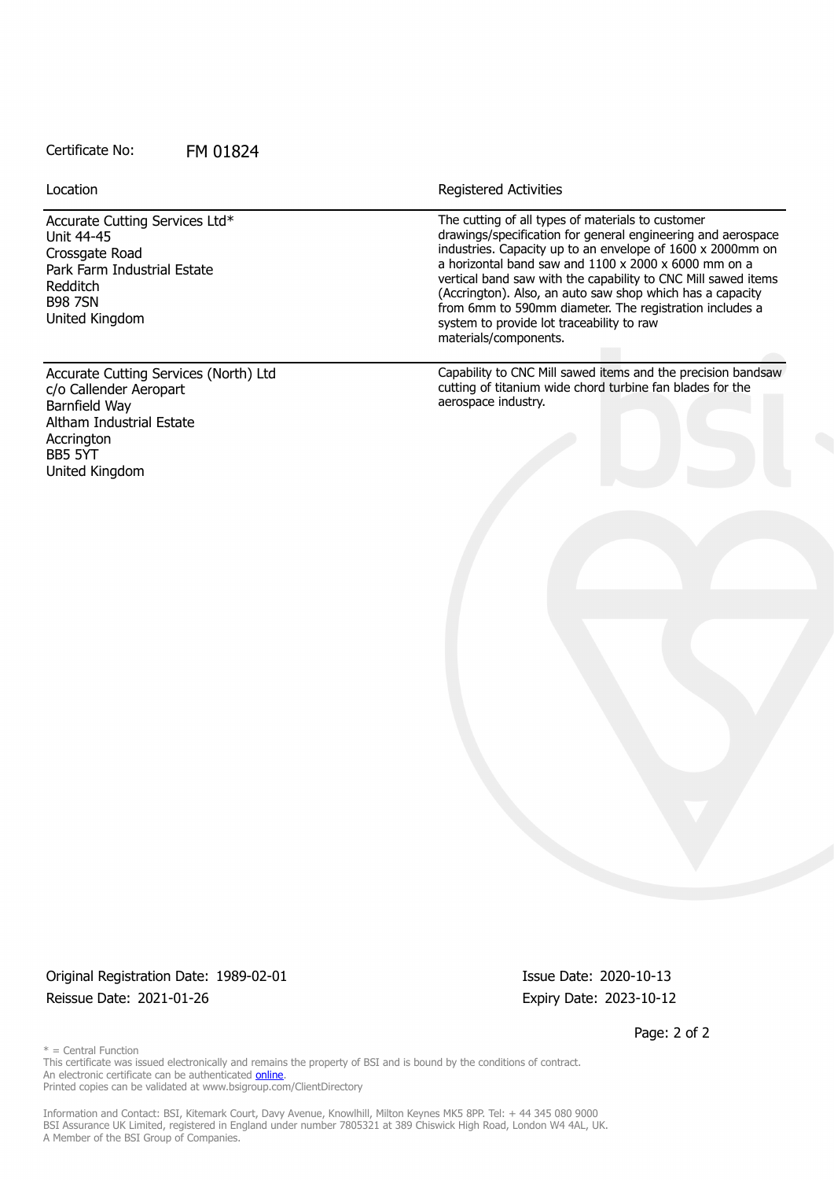Certificate No: FM 01824

| Location | Registered Activities |
| --- | --- |
| Accurate Cutting Services Ltd*<br>Unit 44-45<br>Crossgate Road<br>Park Farm Industrial Estate<br>Redditch<br>B98 7SN<br>United Kingdom | The cutting of all types of materials to customer drawings/specification for general engineering and aerospace industries. Capacity up to an envelope of 1600 x 2000mm on a horizontal band saw and 1100 x 2000 x 6000 mm on a vertical band saw with the capability to CNC Mill sawed items (Accrington). Also, an auto saw shop which has a capacity from 6mm to 590mm diameter. The registration includes a system to provide lot traceability to raw materials/components. |
| Accurate Cutting Services (North) Ltd<br>c/o Callender Aeropart<br>Barnfield Way<br>Altham Industrial Estate<br>Accrington<br>BB5 5YT<br>United Kingdom | Capability to CNC Mill sawed items and the precision bandsaw cutting of titanium wide chord turbine fan blades for the aerospace industry. |

Original Registration Date: 1989-02-01
Reissue Date: 2021-01-26

Issue Date: 2020-10-13
Expiry Date: 2023-10-12

* = Central Function

This certificate was issued electronically and remains the property of BSI and is bound by the conditions of contract.
An electronic certificate can be authenticated online.
Printed copies can be validated at www.bsigroup.com/ClientDirectory

Information and Contact: BSI, Kitemark Court, Davy Avenue, Knowlhill, Milton Keynes MK5 8PP. Tel: + 44 345 080 9000
BSI Assurance UK Limited, registered in England under number 7805321 at 389 Chiswick High Road, London W4 4AL, UK.
A Member of the BSI Group of Companies.